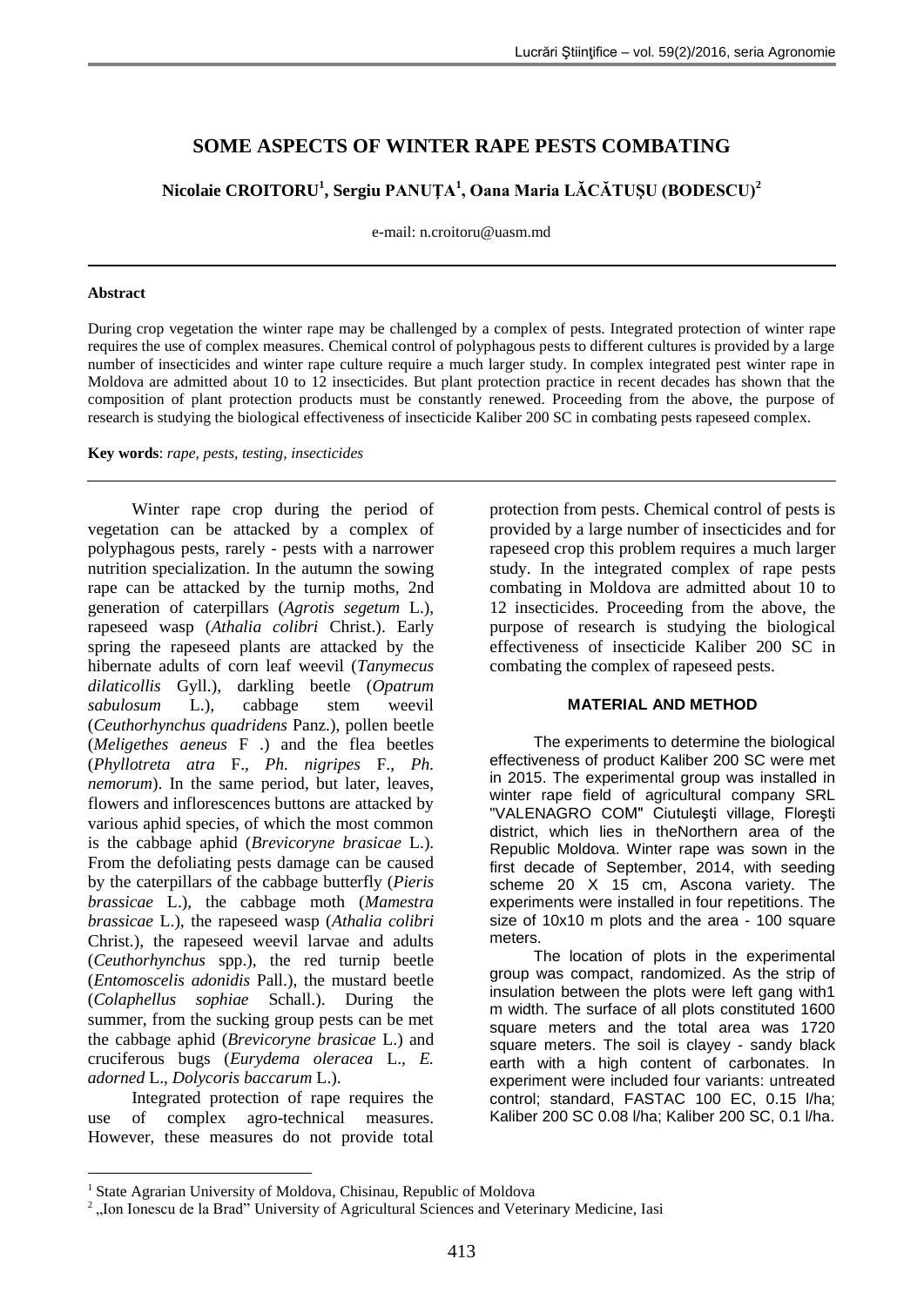# SOME ASPECTS OF WINTER RAPE PESTS COMBATING

**Nicolaie CROITORU[1], Sergiu PANUȚA[1], Oana Maria LĂCĂTUȘU (BODESCU)[2]**

e-mail: n.croitoru@uasm.md

### Abstract

During crop vegetation the winter rape may be challenged by a complex of pests. Integrated protection of winter rape requires the use of complex measures. Chemical control of polyphagous pests to different cultures is provided by a large number of insecticides and winter rape culture require a much larger study. In complex integrated pest winter rape in Moldova are admitted about 10 to 12 insecticides. But plant protection practice in recent decades has shown that the composition of plant protection products must be constantly renewed. Proceeding from the above, the purpose of research is studying the biological effectiveness of insecticide Kaliber 200 SC in combating pests rapeseed complex.

**Key words**: *rape, pests, testing, insecticides*

Winter rape crop during the period of vegetation can be attacked by a complex of polyphagous pests, rarely - pests with a narrower nutrition specialization. In the autumn the sowing rape can be attacked by the turnip moths, 2nd generation of caterpillars (*Agrotis segetum* L.), rapeseed wasp (*Athalia colibri* Christ.). Early spring the rapeseed plants are attacked by the hibernate adults of corn leaf weevil (*Tanymecus dilaticollis* Gyll.), darkling beetle (*Opatrum sabulosum* L.), cabbage stem weevil (*Ceuthorhynchus quadridens* Panz.), pollen beetle (*Meligethes aeneus* F .) and the flea beetles (*Phyllotreta atra* F., *Ph. nigripes* F., *Ph. nemorum*). In the same period, but later, leaves, flowers and inflorescences buttons are attacked by various aphid species, of which the most common is the cabbage aphid (*Brevicoryne brasicae* L.). From the defoliating pests damage can be caused by the caterpillars of the cabbage butterfly (*Pieris brassicae* L.), the cabbage moth (*Mamestra brassicae* L.), the rapeseed wasp (*Athalia colibri* Christ.), the rapeseed weevil larvae and adults (*Ceuthorhynchus* spp.), the red turnip beetle (*Entomoscelis adonidis* Pall.), the mustard beetle (*Colaphellus sophiae* Schall.). During the summer, from the sucking group pests can be met the cabbage aphid (*Brevicoryne brasicae* L.) and cruciferous bugs (*Eurydema oleracea* L., *E. adorned* L., *Dolycoris baccarum* L.).

Integrated protection of rape requires the use of complex agro-technical measures. However, these measures do not provide total protection from pests. Chemical control of pests is provided by a large number of insecticides and for rapeseed crop this problem requires a much larger study. In the integrated complex of rape pests combating in Moldova are admitted about 10 to 12 insecticides. Proceeding from the above, the purpose of research is studying the biological effectiveness of insecticide Kaliber 200 SC in combating the complex of rapeseed pests.

## MATERIAL AND METHOD

The experiments to determine the biological effectiveness of product Kaliber 200 SC were met in 2015. The experimental group was installed in winter rape field of agricultural company SRL "VALENAGRO COM" Ciutuleşti village, Floreşti district, which lies in theNorthern area of the Republic Moldova. Winter rape was sown in the first decade of September, 2014, with seeding scheme 20 X 15 cm, Ascona variety. The experiments were installed in four repetitions. The size of 10x10 m plots and the area - 100 square meters.

The location of plots in the experimental group was compact, randomized. As the strip of insulation between the plots were left gang with1 m width. The surface of all plots constituted 1600 square meters and the total area was 1720 square meters. The soil is clayey - sandy black earth with a high content of carbonates. In experiment were included four variants: untreated control; standard, FASTAC 100 EC, 0.15 l/ha; Kaliber 200 SC 0.08 l/ha; Kaliber 200 SC, 0.1 l/ha.

---

[1] State Agrarian University of Moldova, Chisinau, Republic of Moldova

[2] „Ion Ionescu de la Brad" University of Agricultural Sciences and Veterinary Medicine, Iasi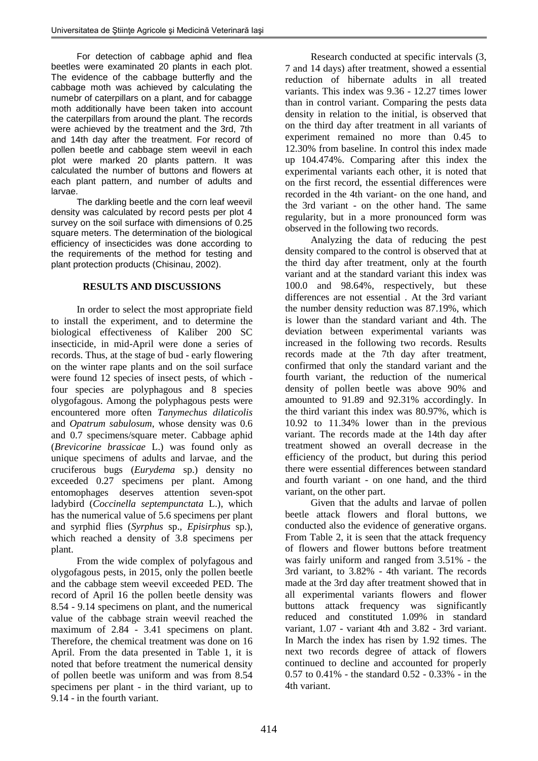For detection of cabbage aphid and flea beetles were examinated 20 plants in each plot. The evidence of the cabbage butterfly and the cabbage moth was achieved by calculating the numebr of caterpillars on a plant, and for cabagge moth additionally have been taken into account the caterpillars from around the plant. The records were achieved by the treatment and the 3rd, 7th and 14th day after the treatment. For record of pollen beetle and cabbage stem weevil in each plot were marked 20 plants pattern. It was calculated the number of buttons and flowers at each plant pattern, and number of adults and larvae.

The darkling beetle and the corn leaf weevil density was calculated by record pests per plot 4 survey on the soil surface with dimensions of 0.25 square meters. The determination of the biological efficiency of insecticides was done according to the requirements of the method for testing and plant protection products (Chisinau, 2002).

## RESULTS AND DISCUSSIONS

In order to select the most appropriate field to install the experiment, and to determine the biological effectiveness of Kaliber 200 SC insecticide, in mid-April were done a series of records. Thus, at the stage of bud - early flowering on the winter rape plants and on the soil surface were found 12 species of insect pests, of which - four species are polyphagous and 8 species olygofagous. Among the polyphagous pests were encountered more often *Tanymechus dilaticolis* and *Opatrum sabulosum*, whose density was 0.6 and 0.7 specimens/square meter. Cabbage aphid (*Brevicorine brassicae* L.) was found only as unique specimens of adults and larvae, and the cruciferous bugs (*Eurydema* sp.) density no exceeded 0.27 specimens per plant. Among entomophages deserves attention seven-spot ladybird (*Coccinella septempunctata* L.), which has the numerical value of 5.6 specimens per plant and syrphid flies (*Syrphus* sp., *Episirphus* sp.), which reached a density of 3.8 specimens per plant.

From the wide complex of polyfagous and olygofagous pests, in 2015, only the pollen beetle and the cabbage stem weevil exceeded PED. The record of April 16 the pollen beetle density was 8.54 - 9.14 specimens on plant, and the numerical value of the cabbage strain weevil reached the maximum of 2.84 - 3.41 specimens on plant. Therefore, the chemical treatment was done on 16 April. From the data presented in Table 1, it is noted that before treatment the numerical density of pollen beetle was uniform and was from 8.54 specimens per plant - in the third variant, up to 9.14 - in the fourth variant.

Research conducted at specific intervals (3, 7 and 14 days) after treatment, showed a essential reduction of hibernate adults in all treated variants. This index was 9.36 - 12.27 times lower than in control variant. Comparing the pests data density in relation to the initial, is observed that on the third day after treatment in all variants of experiment remained no more than 0.45 to 12.30% from baseline. In control this index made up 104.474%. Comparing after this index the experimental variants each other, it is noted that on the first record, the essential differences were recorded in the 4th variant- on the one hand, and the 3rd variant - on the other hand. The same regularity, but in a more pronounced form was observed in the following two records.

Analyzing the data of reducing the pest density compared to the control is observed that at the third day after treatment, only at the fourth variant and at the standard variant this index was 100.0 and 98.64%, respectively, but these differences are not essential . At the 3rd variant the number density reduction was 87.19%, which is lower than the standard variant and 4th. The deviation between experimental variants was increased in the following two records. Results records made at the 7th day after treatment, confirmed that only the standard variant and the fourth variant, the reduction of the numerical density of pollen beetle was above 90% and amounted to 91.89 and 92.31% accordingly. In the third variant this index was 80.97%, which is 10.92 to 11.34% lower than in the previous variant. The records made at the 14th day after treatment showed an overall decrease in the efficiency of the product, but during this period there were essential differences between standard and fourth variant - on one hand, and the third variant, on the other part.

Given that the adults and larvae of pollen beetle attack flowers and floral buttons, we conducted also the evidence of generative organs. From Table 2, it is seen that the attack frequency of flowers and flower buttons before treatment was fairly uniform and ranged from 3.51% - the 3rd variant, to 3.82% - 4th variant. The records made at the 3rd day after treatment showed that in all experimental variants flowers and flower buttons attack frequency was significantly reduced and constituted 1.09% in standard variant, 1.07 - variant 4th and 3.82 - 3rd variant. In March the index has risen by 1.92 times. The next two records degree of attack of flowers continued to decline and accounted for properly 0.57 to 0.41% - the standard 0.52 - 0.33% - in the 4th variant.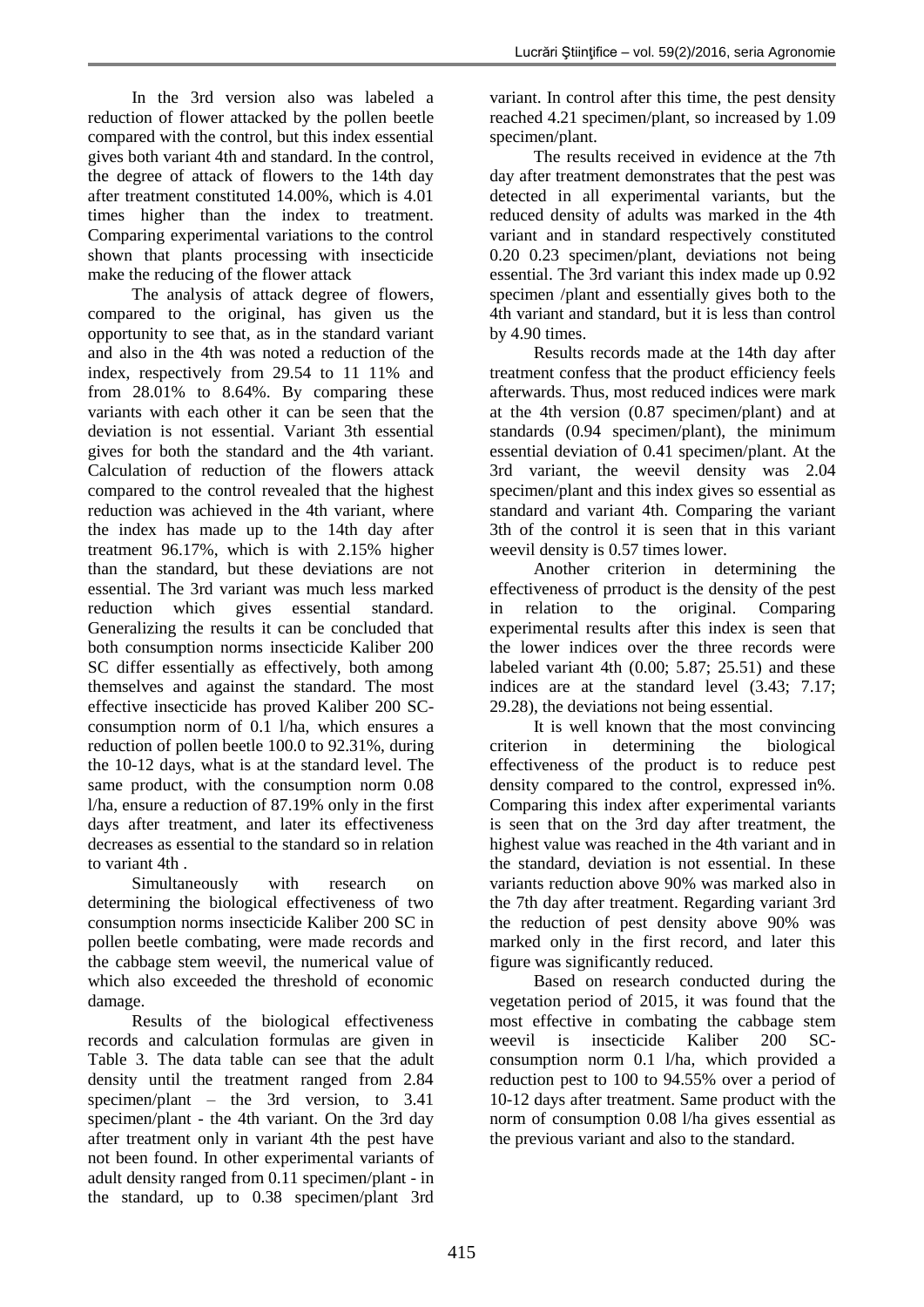In the 3rd version also was labeled a reduction of flower attacked by the pollen beetle compared with the control, but this index essential gives both variant 4th and standard. In the control, the degree of attack of flowers to the 14th day after treatment constituted 14.00%, which is 4.01 times higher than the index to treatment. Comparing experimental variations to the control shown that plants processing with insecticide make the reducing of the flower attack

The analysis of attack degree of flowers, compared to the original, has given us the opportunity to see that, as in the standard variant and also in the 4th was noted a reduction of the index, respectively from 29.54 to 11 11% and from 28.01% to 8.64%. By comparing these variants with each other it can be seen that the deviation is not essential. Variant 3th essential gives for both the standard and the 4th variant. Calculation of reduction of the flowers attack compared to the control revealed that the highest reduction was achieved in the 4th variant, where the index has made up to the 14th day after treatment 96.17%, which is with 2.15% higher than the standard, but these deviations are not essential. The 3rd variant was much less marked reduction which gives essential standard. Generalizing the results it can be concluded that both consumption norms insecticide Kaliber 200 SC differ essentially as effectively, both among themselves and against the standard. The most effective insecticide has proved Kaliber 200 SC- consumption norm of 0.1 l/ha, which ensures a reduction of pollen beetle 100.0 to 92.31%, during the 10-12 days, what is at the standard level. The same product, with the consumption norm 0.08 l/ha, ensure a reduction of 87.19% only in the first days after treatment, and later its effectiveness decreases as essential to the standard so in relation to variant 4th .

Simultaneously with research on determining the biological effectiveness of two consumption norms insecticide Kaliber 200 SC in pollen beetle combating, were made records and the cabbage stem weevil, the numerical value of which also exceeded the threshold of economic damage.

Results of the biological effectiveness records and calculation formulas are given in Table 3. The data table can see that the adult density until the treatment ranged from 2.84 specimen/plant – the 3rd version, to 3.41 specimen/plant - the 4th variant. On the 3rd day after treatment only in variant 4th the pest have not been found. In other experimental variants of adult density ranged from 0.11 specimen/plant - in the standard, up to 0.38 specimen/plant 3rd variant. In control after this time, the pest density reached 4.21 specimen/plant, so increased by 1.09 specimen/plant.

The results received in evidence at the 7th day after treatment demonstrates that the pest was detected in all experimental variants, but the reduced density of adults was marked in the 4th variant and in standard respectively constituted 0.20 0.23 specimen/plant, deviations not being essential. The 3rd variant this index made up 0.92 specimen /plant and essentially gives both to the 4th variant and standard, but it is less than control by 4.90 times.

Results records made at the 14th day after treatment confess that the product efficiency feels afterwards. Thus, most reduced indices were mark at the 4th version (0.87 specimen/plant) and at standards (0.94 specimen/plant), the minimum essential deviation of 0.41 specimen/plant. At the 3rd variant, the weevil density was 2.04 specimen/plant and this index gives so essential as standard and variant 4th. Comparing the variant 3th of the control it is seen that in this variant weevil density is 0.57 times lower.

Another criterion in determining the effectiveness of prroduct is the density of the pest in relation to the original. Comparing experimental results after this index is seen that the lower indices over the three records were labeled variant 4th (0.00; 5.87; 25.51) and these indices are at the standard level (3.43; 7.17; 29.28), the deviations not being essential.

It is well known that the most convincing criterion in determining the biological effectiveness of the product is to reduce pest density compared to the control, expressed in%. Comparing this index after experimental variants is seen that on the 3rd day after treatment, the highest value was reached in the 4th variant and in the standard, deviation is not essential. In these variants reduction above 90% was marked also in the 7th day after treatment. Regarding variant 3rd the reduction of pest density above 90% was marked only in the first record, and later this figure was significantly reduced.

Based on research conducted during the vegetation period of 2015, it was found that the most effective in combating the cabbage stem weevil is insecticide Kaliber 200 SC- consumption norm 0.1 l/ha, which provided a reduction pest to 100 to 94.55% over a period of 10-12 days after treatment. Same product with the norm of consumption 0.08 l/ha gives essential as the previous variant and also to the standard.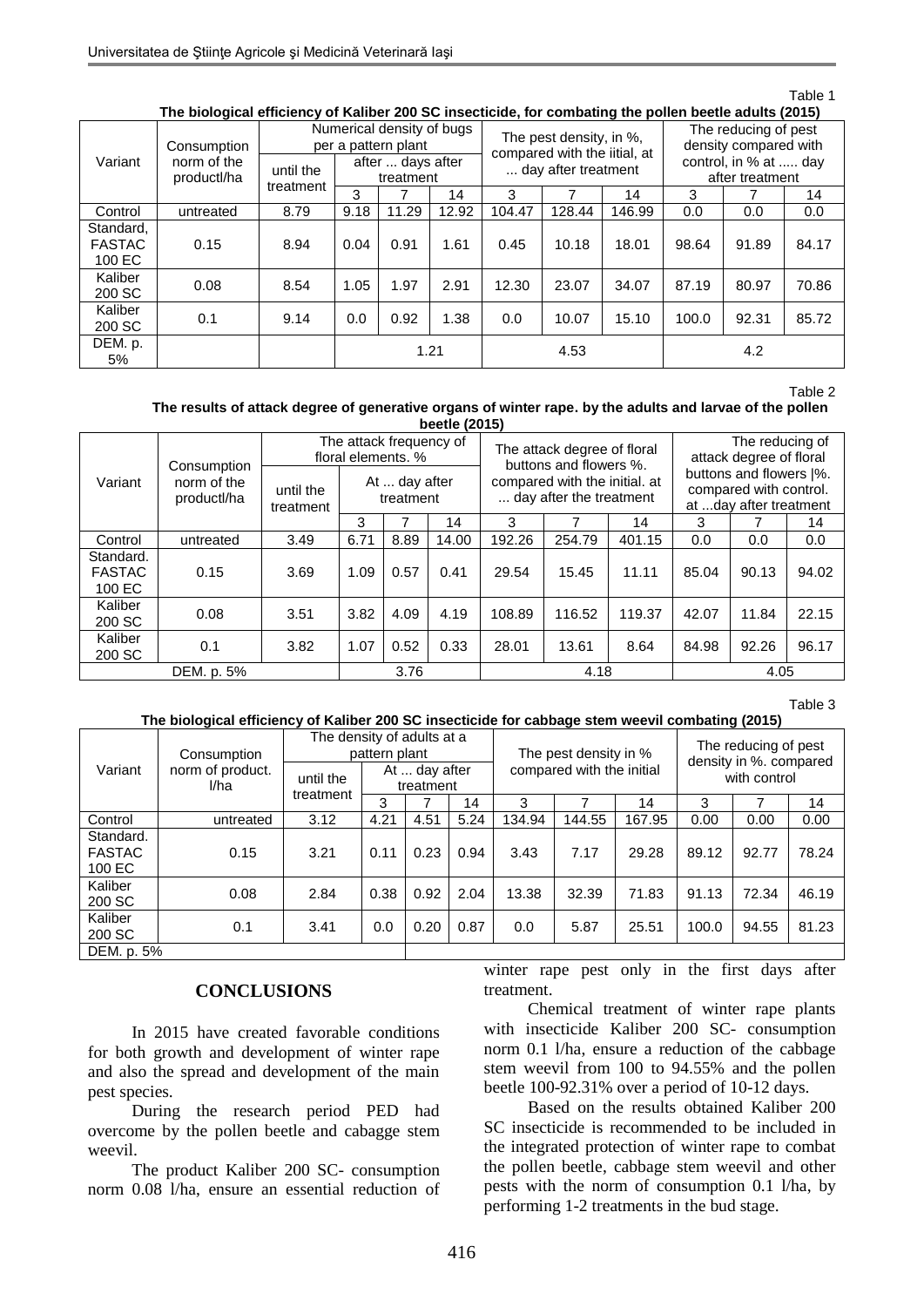Table 1

**The biological efficiency of Kaliber 200 SC insecticide, for combating the pollen beetle adults (2015)**

| Variant | Consumption norm of the productl/ha | Numerical density of bugs per a pattern plant | | | | The pest density, in %, compared with the iitial, at ... day after treatment | | | The reducing of pest density compared with control, in % at ..... day after treatment | | |
|---|---|---|---|---|---|---|---|---|---|---|---|
| | | until the treatment | after ... days after treatment | | | | | | | | |
| | | | 3 | 7 | 14 | 3 | 7 | 14 | 3 | 7 | 14 |
| Control | untreated | 8.79 | 9.18 | 11.29 | 12.92 | 104.47 | 128.44 | 146.99 | 0.0 | 0.0 | 0.0 |
| Standard, FASTAC 100 EC | 0.15 | 8.94 | 0.04 | 0.91 | 1.61 | 0.45 | 10.18 | 18.01 | 98.64 | 91.89 | 84.17 |
| Kaliber 200 SC | 0.08 | 8.54 | 1.05 | 1.97 | 2.91 | 12.30 | 23.07 | 34.07 | 87.19 | 80.97 | 70.86 |
| Kaliber 200 SC | 0.1 | 9.14 | 0.0 | 0.92 | 1.38 | 0.0 | 10.07 | 15.10 | 100.0 | 92.31 | 85.72 |
| DEM. p. 5% | | | 1.21 | | | 4.53 | | | 4.2 | | |

Table 2

**The results of attack degree of generative organs of winter rape. by the adults and larvae of the pollen beetle (2015)**

| Variant | Consumption norm of the productl/ha | The attack frequency of floral elements. % | | | | The attack degree of floral buttons and flowers %. compared with the initial. at ... day after the treatment | | | The reducing of attack degree of floral buttons and flowers \|%. compared with control. at ...day after treatment | | |
|---|---|---|---|---|---|---|---|---|---|---|---|
| | | until the treatment | At ... day after treatment | | | | | | | | |
| | | | 3 | 7 | 14 | 3 | 7 | 14 | 3 | 7 | 14 |
| Control | untreated | 3.49 | 6.71 | 8.89 | 14.00 | 192.26 | 254.79 | 401.15 | 0.0 | 0.0 | 0.0 |
| Standard. FASTAC 100 EC | 0.15 | 3.69 | 1.09 | 0.57 | 0.41 | 29.54 | 15.45 | 11.11 | 85.04 | 90.13 | 94.02 |
| Kaliber 200 SC | 0.08 | 3.51 | 3.82 | 4.09 | 4.19 | 108.89 | 116.52 | 119.37 | 42.07 | 11.84 | 22.15 |
| Kaliber 200 SC | 0.1 | 3.82 | 1.07 | 0.52 | 0.33 | 28.01 | 13.61 | 8.64 | 84.98 | 92.26 | 96.17 |
| DEM. p. 5% | | | 3.76 | | | 4.18 | | | 4.05 | | |

Table 3

**The biological efficiency of Kaliber 200 SC insecticide for cabbage stem weevil combating (2015)**

| Variant | Consumption norm of product. l/ha | The density of adults at a pattern plant | | | | The pest density in % compared with the initial | | | The reducing of pest density in %. compared with control | | |
|---|---|---|---|---|---|---|---|---|---|---|---|
| | | until the treatment | At ... day after treatment | | | | | | | | |
| | | | 3 | 7 | 14 | 3 | 7 | 14 | 3 | 7 | 14 |
| Control | untreated | 3.12 | 4.21 | 4.51 | 5.24 | 134.94 | 144.55 | 167.95 | 0.00 | 0.00 | 0.00 |
| Standard. FASTAC 100 EC | 0.15 | 3.21 | 0.11 | 0.23 | 0.94 | 3.43 | 7.17 | 29.28 | 89.12 | 92.77 | 78.24 |
| Kaliber 200 SC | 0.08 | 2.84 | 0.38 | 0.92 | 2.04 | 13.38 | 32.39 | 71.83 | 91.13 | 72.34 | 46.19 |
| Kaliber 200 SC | 0.1 | 3.41 | 0.0 | 0.20 | 0.87 | 0.0 | 5.87 | 25.51 | 100.0 | 94.55 | 81.23 |
| DEM. p. 5% | | | | | | | | | | | |

## CONCLUSIONS

In 2015 have created favorable conditions for both growth and development of winter rape and also the spread and development of the main pest species.

During the research period PED had overcome by the pollen beetle and cabagge stem weevil.

The product Kaliber 200 SC- consumption norm 0.08 l/ha, ensure an essential reduction of winter rape pest only in the first days after treatment.

Chemical treatment of winter rape plants with insecticide Kaliber 200 SC- consumption norm 0.1 l/ha, ensure a reduction of the cabbage stem weevil from 100 to 94.55% and the pollen beetle 100-92.31% over a period of 10-12 days.

Based on the results obtained Kaliber 200 SC insecticide is recommended to be included in the integrated protection of winter rape to combat the pollen beetle, cabbage stem weevil and other pests with the norm of consumption 0.1 l/ha, by performing 1-2 treatments in the bud stage.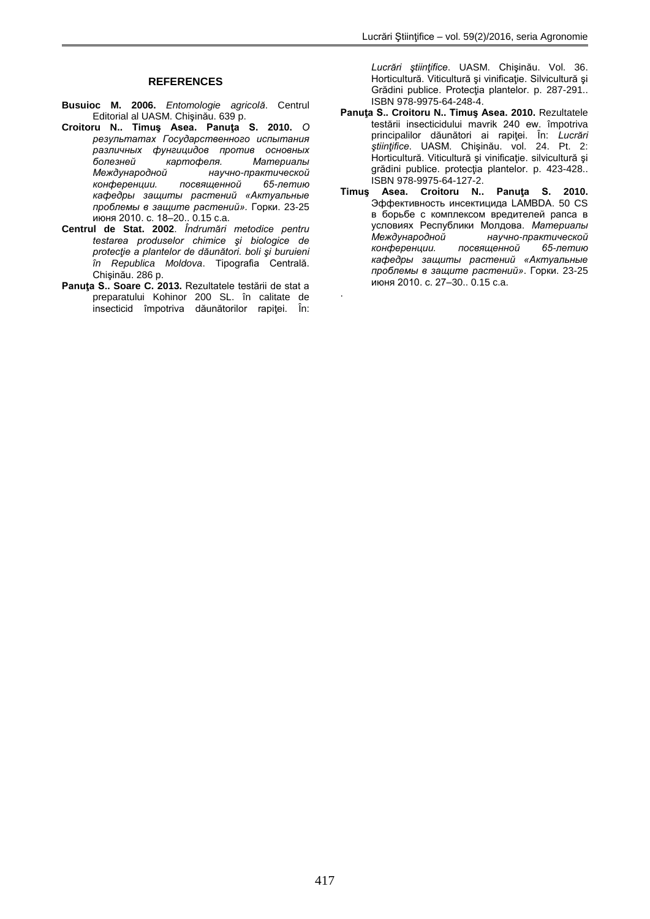## REFERENCES

**Busuioc M. 2006.** *Entomologie agricolă*. Centrul Editorial al UASM. Chişinău. 639 p.

**Croitoru N.. Timuş Asea. Panuţa S. 2010.** *О результатах Государственного испытания различных фунгицидов против основных болезней картофеля. Материалы Международной научно-практической конференции. посвященной 65-летию кафедры защиты растений «Актуальные проблемы в защите растений».* Горки. 23-25 июня 2010. с. 18–20.. 0.15 c.a.

**Centrul de Stat. 2002**. *Îndrumări metodice pentru testarea produselor chimice şi biologice de protecţie a plantelor de dăunători. boli şi buruieni în Republica Moldova*. Tipografia Centrală. Chişinău. 286 p.

**Panuţa S.. Soare C. 2013.** Rezultatele testării de stat a preparatului Kohinor 200 SL. în calitate de insecticid împotriva dăunătorilor rapiţei. În: *Lucrări ştiinţifice*. UASM. Chişinău. Vol. 36. Horticultură. Viticultură şi vinificaţie. Silvicultură şi Grădini publice. Protecţia plantelor. p. 287-291.. ISBN 978-9975-64-248-4.

**Panuţa S.. Croitoru N.. Timuş Asea. 2010.** Rezultatele testării insecticidului mavrik 240 ew. împotriva principalilor dăunători ai rapiţei. În: *Lucrări ştiinţifice.* UASM. Chişinău. vol. 24. Pt. 2: Horticultură. Viticultură şi vinificaţie. silvicultură şi grădini publice. protecţia plantelor. p. 423-428.. ISBN 978-9975-64-127-2.

**Timuş Asea. Croitoru N.. Panuţa S. 2010.** Эффективность инсектицида LAMBDA. 50 CS в борьбе с комплексом вредителей рапса в условиях Республики Молдова. *Материалы Международной научно-практической конференции. посвященной 65-летию кафедры защиты растений «Актуальные проблемы в защите растений»*. Горки. 23-25 июня 2010. с. 27–30.. 0.15 c.a.